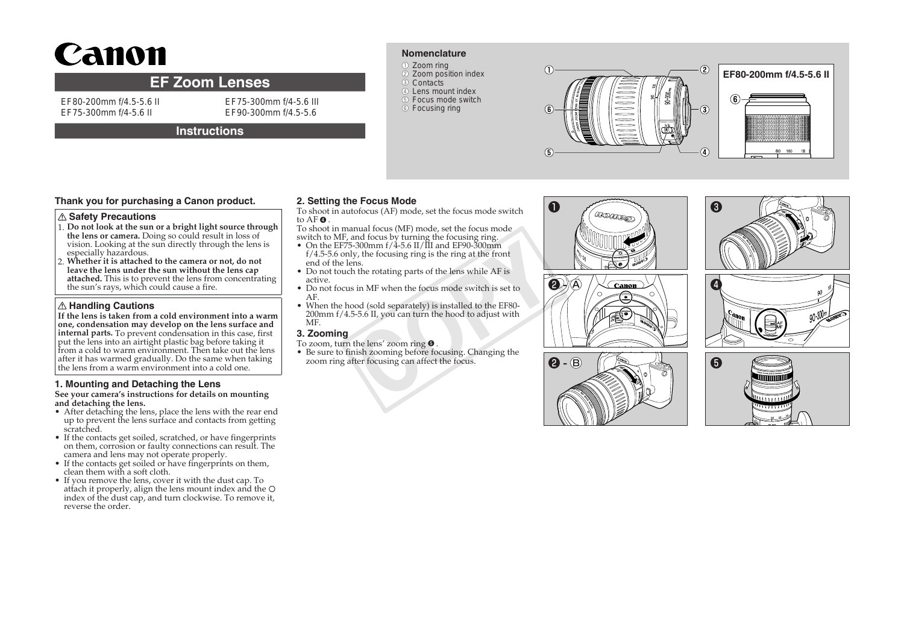# Canon

## EF Zoom Lenses

EF80-200mm f/4.5-5.6 II
EF75-300mm f/4-5.6 II
EF75-300mm f/4-5.6 III
EF90-300mm f/4.5-5.6

## Instructions

### Nomenclature

① Zoom ring
② Zoom position index
③ Contacts
④ Lens mount index
⑤ Focus mode switch
⑥ Focusing ring

EF80-200mm f/4.5-5.6 II

**Thank you for purchasing a Canon product.**

### ⚠ Safety Precautions

1. **Do not look at the sun or a bright light source through the lens or camera.** Doing so could result in loss of vision. Looking at the sun directly through the lens is especially hazardous.
2. **Whether it is attached to the camera or not, do not leave the lens under the sun without the lens cap attached.** This is to prevent the lens from concentrating the sun's rays, which could cause a fire.

### ⚠ Handling Cautions

**If the lens is taken from a cold environment into a warm one, condensation may develop on the lens surface and internal parts.** To prevent condensation in this case, first put the lens into an airtight plastic bag before taking it from a cold to warm environment. Then take out the lens after it has warmed gradually. Do the same when taking the lens from a warm environment into a cold one.

### 1. Mounting and Detaching the Lens

**See your camera's instructions for details on mounting and detaching the lens.**

- After detaching the lens, place the lens with the rear end up to prevent the lens surface and contacts from getting scratched.
- If the contacts get soiled, scratched, or have fingerprints on them, corrosion or faulty connections can result. The camera and lens may not operate properly.
- If the contacts get soiled or have fingerprints on them, clean them with a soft cloth.
- If you remove the lens, cover it with the dust cap. To attach it properly, align the lens mount index and the ○ index of the dust cap, and turn clockwise. To remove it, reverse the order.

### 2. Setting the Focus Mode

To shoot in autofocus (AF) mode, set the focus mode switch to AF ❹.

To shoot in manual focus (MF) mode, set the focus mode switch to MF, and focus by turning the focusing ring.

- On the EF75-300mm f/4-5.6 II/III and EF90-300mm f/4.5-5.6 only, the focusing ring is the ring at the front end of the lens.
- Do not touch the rotating parts of the lens while AF is active.
- Do not focus in MF when the focus mode switch is set to AF.
- When the hood (sold separately) is installed to the EF80-200mm f/4.5-5.6 II, you can turn the hood to adjust with MF.

### 3. Zooming

To zoom, turn the lens' zoom ring ❺.

- Be sure to finish zooming before focusing. Changing the zoom ring after focusing can affect the focus.

❶ ❷-Ⓐ ❷-Ⓑ ❸ ❹ ❺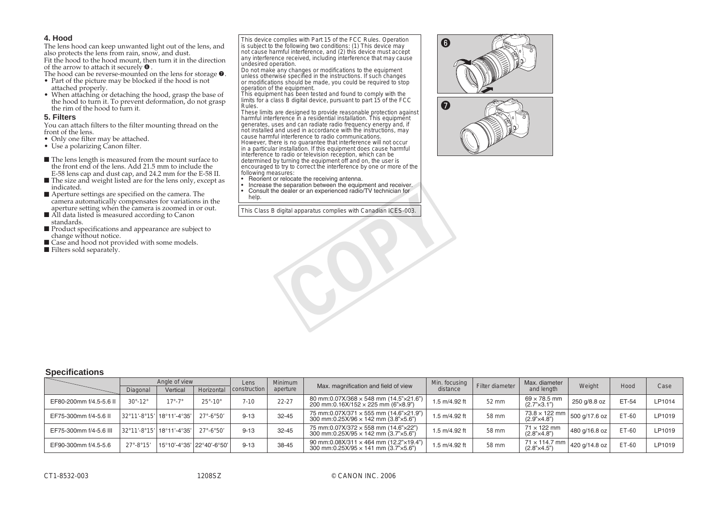## 4. Hood

The lens hood can keep unwanted light out of the lens, and also protects the lens from rain, snow, and dust.

Fit the hood to the hood mount, then turn it in the direction of the arrow to attach it securely ❻.

The hood can be reverse-mounted on the lens for storage ❼.

- Part of the picture may be blocked if the hood is not attached properly.
- When attaching or detaching the hood, grasp the base of the hood to turn it. To prevent deformation, do not grasp the rim of the hood to turn it.

## 5. Filters

You can attach filters to the filter mounting thread on the front of the lens.

- Only one filter may be attached.
- Use a polarizing Canon filter.

■ The lens length is measured from the mount surface to the front end of the lens. Add 21.5 mm to include the E-58 lens cap and dust cap, and 24.2 mm for the E-58 II.

■ The size and weight listed are for the lens only, except as indicated.

■ Aperture settings are specified on the camera. The camera automatically compensates for variations in the aperture setting when the camera is zoomed in or out.

■ All data listed is measured according to Canon standards.

■ Product specifications and appearance are subject to change without notice.

■ Case and hood not provided with some models.

■ Filters sold separately.

This device complies with Part 15 of the FCC Rules. Operation is subject to the following two conditions: (1) This device may not cause harmful interference, and (2) this device must accept any interference received, including interference that may cause undesired operation.

Do not make any changes or modifications to the equipment unless otherwise specified in the instructions. If such changes or modifications should be made, you could be required to stop operation of the equipment.

This equipment has been tested and found to comply with the limits for a class B digital device, pursuant to part 15 of the FCC Rules.

These limits are designed to provide reasonable protection against harmful interference in a residential installation. This equipment generates, uses and can radiate radio frequency energy and, if not installed and used in accordance with the instructions, may cause harmful interference to radio communications.

However, there is no guarantee that interference will not occur in a particular installation. If this equipment does cause harmful interference to radio or television reception, which can be determined by turning the equipment off and on, the user is encouraged to try to correct the interference by one or more of the following measures:

- Reorient or relocate the receiving antenna.
- Increase the separation between the equipment and receiver.
- Consult the dealer or an experienced radio/TV technician for help.

This Class B digital apparatus complies with Canadian ICES-003.

## Specifications

| | Angle of view | | | Lens construction | Minimum aperture | Max. magnification and field of view | Min. focusing distance | Filter diameter | Max. diameter and length | Weight | Hood | Case |
|---|---|---|---|---|---|---|---|---|---|---|---|---|
| | Diagonal | Vertical | Horizontal | | | | | | | | | |
| EF80-200mm f/4.5-5.6 II | 30°-12° | 17°-7° | 25°-10° | 7-10 | 22-27 | 80 mm:0.07X/368 × 548 mm (14.5"×21.6") 200 mm:0.16X/152 × 225 mm (6"×8.9") | 1.5 m/4.92 ft | 52 mm | 69 × 78.5 mm (2.7"×3.1") | 250 g/8.8 oz | ET-54 | LP1014 |
| EF75-300mm f/4-5.6 II | 32°11'-8°15' | 18°11'-4°35' | 27°-6°50' | 9-13 | 32-45 | 75 mm:0.07X/371 × 555 mm (14.6"×21.9") 300 mm:0.25X/96 × 142 mm (3.8"×5.6") | 1.5 m/4.92 ft | 58 mm | 73.8 × 122 mm (2.9"×4.8") | 500 g/17.6 oz | ET-60 | LP1019 |
| EF75-300mm f/4-5.6 III | 32°11'-8°15' | 18°11'-4°35' | 27°-6°50' | 9-13 | 32-45 | 75 mm:0.07X/372 × 558 mm (14.6"×22") 300 mm:0.25X/95 × 142 mm (3.7"×5.6") | 1.5 m/4.92 ft | 58 mm | 71 × 122 mm (2.8"×4.8") | 480 g/16.8 oz | ET-60 | LP1019 |
| EF90-300mm f/4.5-5.6 | 27°-8°15' | 15°10'-4°35' | 22°40'-6°50' | 9-13 | 38-45 | 90 mm:0.08X/311 × 464 mm (12.2"×19.4") 300 mm:0.25X/95 × 141 mm (3.7"×5.6") | 1.5 m/4.92 ft | 58 mm | 71 × 114.7 mm (2.8"×4.5") | 420 g/14.8 oz | ET-60 | LP1019 |

CT1-8532-003 1208SZ © CANON INC. 2006